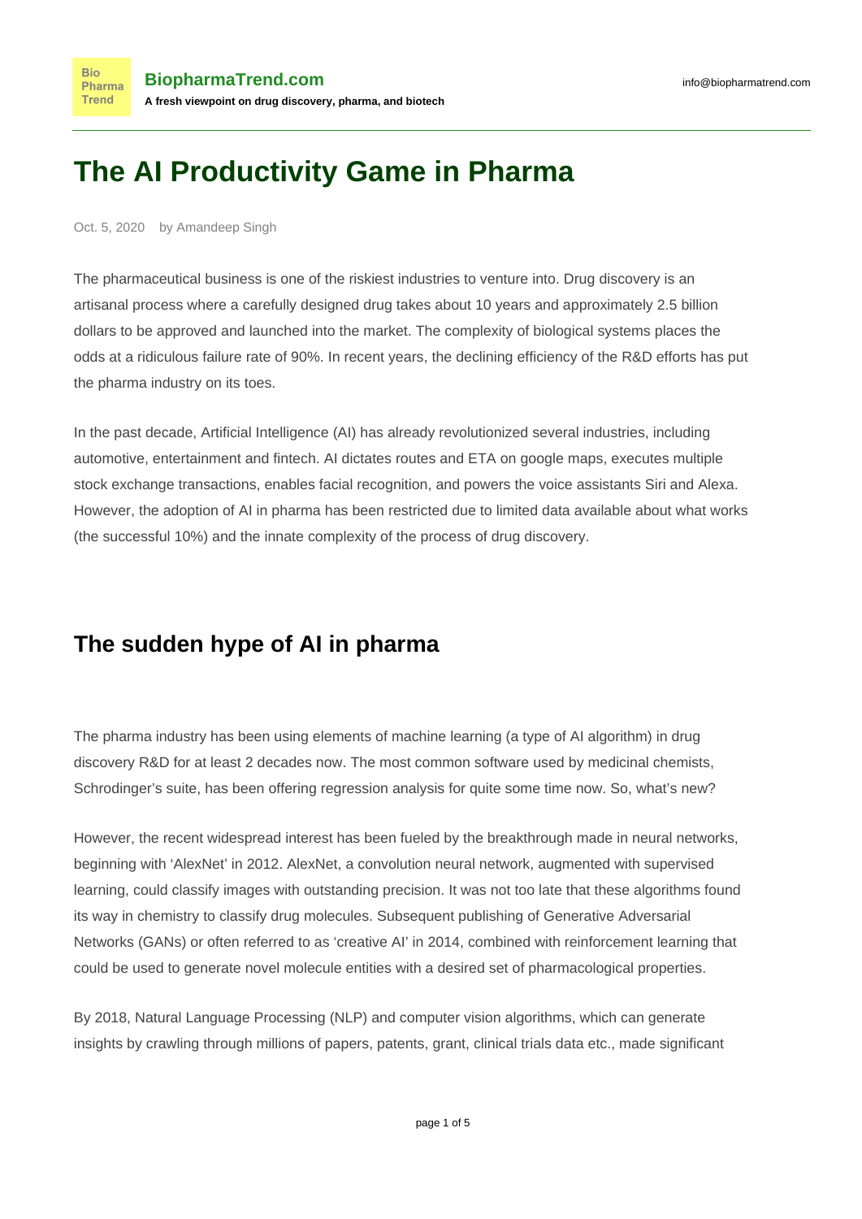# The AI Productivity Game in Pharma

Oct. 5, 2020 by Amandeep Singh

The pharmaceutical business is one of the riskiest industries to venture into. Drug discovery is an artisanal process where a carefully designed drug takes about 10 years and approximately 2.5 billion dollars to be approved and launched into the market. The complexity of biological systems places the odds at a ridiculous failure rate of 90%. In recent years, the declining efficiency of the R&D efforts has put the pharma industry on its toes.

In the past decade, Artificial Intelligence (AI) has already revolutionized several industries, including automotive, entertainment and fintech. AI dictates routes and ETA on google maps, executes multiple stock exchange transactions, enables facial recognition, and powers the voice assistants Siri and Alexa. However, the adoption of AI in pharma has been restricted due to limited data available about what works (the successful 10%) and the innate complexity of the process of drug discovery.

## The sudden hype of AI in pharma

The pharma industry has been using elements of machine learning (a type of AI algorithm) in drug discovery R&D for at least 2 decades now. The most common software used by medicinal chemists, Schrodinger's suite, has been offering regression analysis for quite some time now. So, what's new?

However, the recent widespread interest has been fueled by the breakthrough made in neural networks, beginning with 'AlexNet' in 2012. AlexNet, a convolution neural network, augmented with supervised learning, could classify images with outstanding precision. It was not too late that these algorithms found its way in chemistry to classify drug molecules. Subsequent publishing of Generative Adversarial Networks (GANs) or often referred to as 'creative AI' in 2014, combined with reinforcement learning that could be used to generate novel molecule entities with a desired set of pharmacological properties.

By 2018, Natural Language Processing (NLP) and computer vision algorithms, which can generate insights by crawling through millions of papers, patents, grant, clinical trials data etc., made significant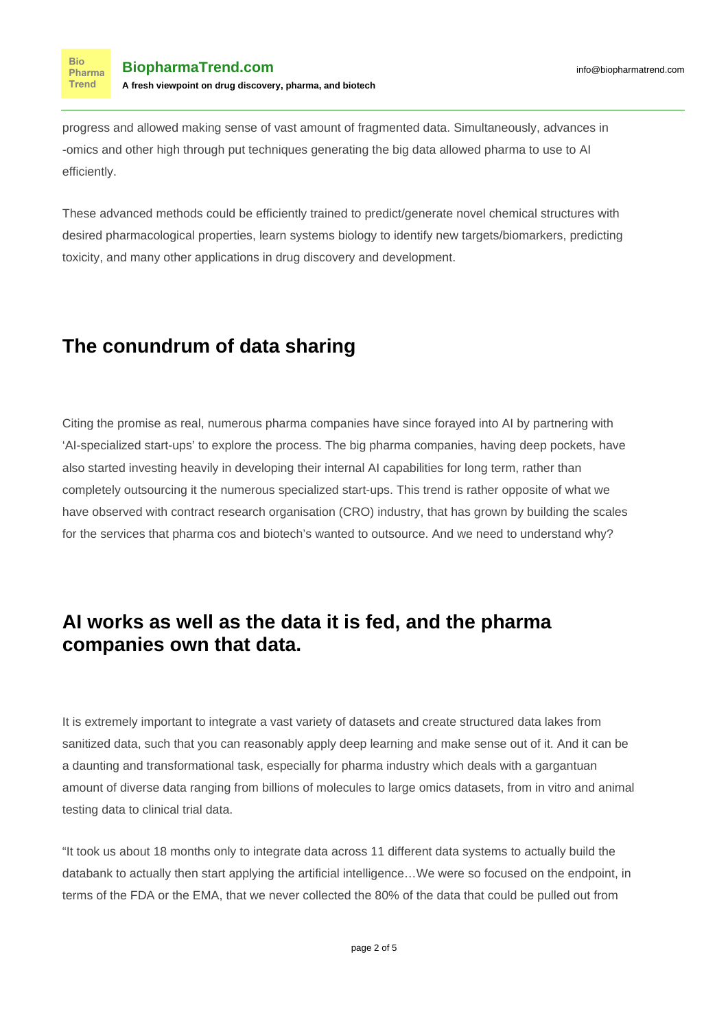progress and allowed making sense of vast amount of fragmented data. Simultaneously, advances in -omics and other high through put techniques generating the big data allowed pharma to use to AI efficiently.

These advanced methods could be efficiently trained to predict/generate novel chemical structures with desired pharmacological properties, learn systems biology to identify new targets/biomarkers, predicting toxicity, and many other applications in drug discovery and development.

## The conundrum of data sharing

Citing the promise as real, numerous pharma companies have since forayed into AI by partnering with 'AI-specialized start-ups' to explore the process. The big pharma companies, having deep pockets, have also started investing heavily in developing their internal AI capabilities for long term, rather than completely outsourcing it the numerous specialized start-ups. This trend is rather opposite of what we have observed with contract research organisation (CRO) industry, that has grown by building the scales for the services that pharma cos and biotech's wanted to outsource. And we need to understand why?

## AI works as well as the data it is fed, and the pharma companies own that data.

It is extremely important to integrate a vast variety of datasets and create structured data lakes from sanitized data, such that you can reasonably apply deep learning and make sense out of it. And it can be a daunting and transformational task, especially for pharma industry which deals with a gargantuan amount of diverse data ranging from billions of molecules to large omics datasets, from in vitro and animal testing data to clinical trial data.

"It took us about 18 months only to integrate data across 11 different data systems to actually build the databank to actually then start applying the artificial intelligence…We were so focused on the endpoint, in terms of the FDA or the EMA, that we never collected the 80% of the data that could be pulled out from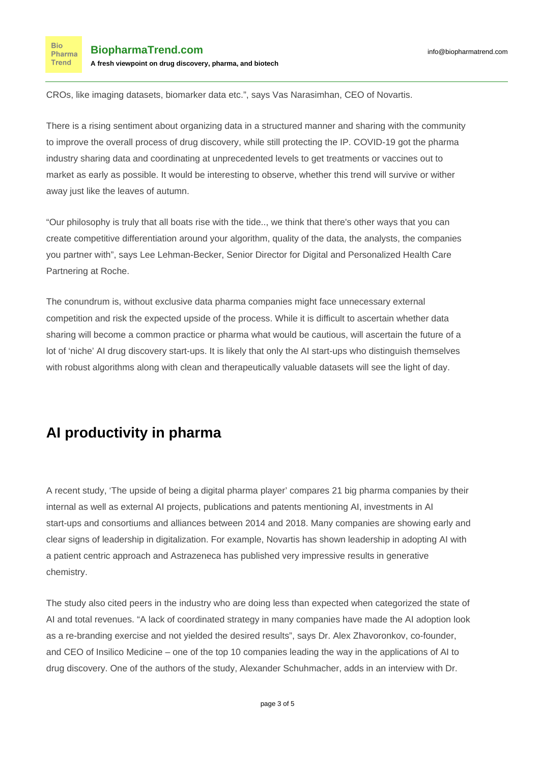CROs, like imaging datasets, biomarker data etc.", says Vas Narasimhan, CEO of Novartis.

There is a rising sentiment about organizing data in a structured manner and sharing with the community to improve the overall process of drug discovery, while still protecting the IP. COVID-19 got the pharma industry sharing data and coordinating at unprecedented levels to get treatments or vaccines out to market as early as possible. It would be interesting to observe, whether this trend will survive or wither away just like the leaves of autumn.

"Our philosophy is truly that all boats rise with the tide.., we think that there's other ways that you can create competitive differentiation around your algorithm, quality of the data, the analysts, the companies you partner with", says Lee Lehman-Becker, Senior Director for Digital and Personalized Health Care Partnering at Roche.

The conundrum is, without exclusive data pharma companies might face unnecessary external competition and risk the expected upside of the process. While it is difficult to ascertain whether data sharing will become a common practice or pharma what would be cautious, will ascertain the future of a lot of 'niche' AI drug discovery start-ups. It is likely that only the AI start-ups who distinguish themselves with robust algorithms along with clean and therapeutically valuable datasets will see the light of day.

## AI productivity in pharma

A recent study, 'The upside of being a digital pharma player' compares 21 big pharma companies by their internal as well as external AI projects, publications and patents mentioning AI, investments in AI start-ups and consortiums and alliances between 2014 and 2018. Many companies are showing early and clear signs of leadership in digitalization. For example, Novartis has shown leadership in adopting AI with a patient centric approach and Astrazeneca has published very impressive results in generative chemistry.

The study also cited peers in the industry who are doing less than expected when categorized the state of AI and total revenues. "A lack of coordinated strategy in many companies have made the AI adoption look as a re-branding exercise and not yielded the desired results", says Dr. Alex Zhavoronkov, co-founder, and CEO of Insilico Medicine – one of the top 10 companies leading the way in the applications of AI to drug discovery. One of the authors of the study, Alexander Schuhmacher, adds in an interview with Dr.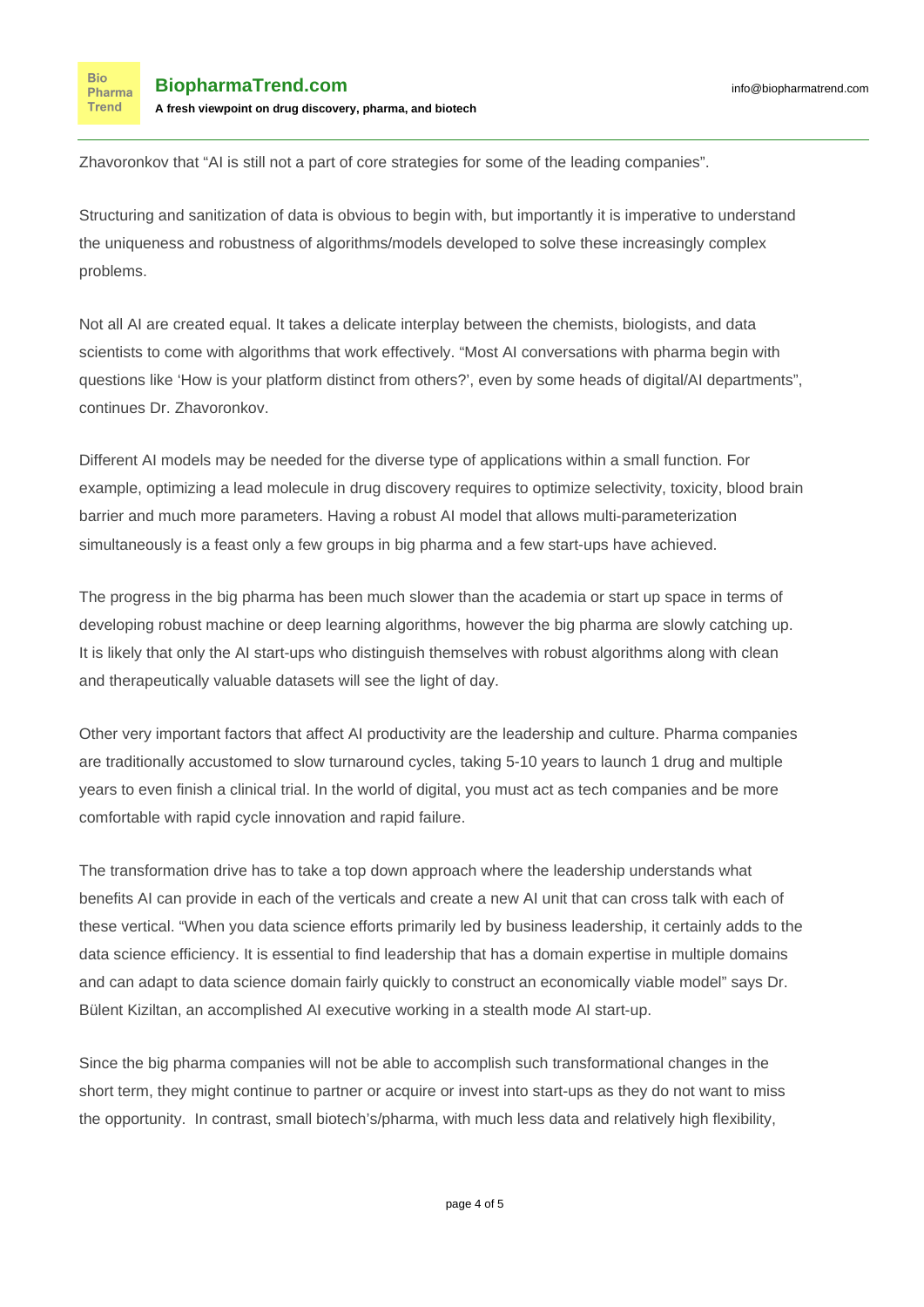Zhavoronkov that "AI is still not a part of core strategies for some of the leading companies".

Structuring and sanitization of data is obvious to begin with, but importantly it is imperative to understand the uniqueness and robustness of algorithms/models developed to solve these increasingly complex problems.

Not all AI are created equal. It takes a delicate interplay between the chemists, biologists, and data scientists to come with algorithms that work effectively. "Most AI conversations with pharma begin with questions like 'How is your platform distinct from others?', even by some heads of digital/AI departments", continues Dr. Zhavoronkov.

Different AI models may be needed for the diverse type of applications within a small function. For example, optimizing a lead molecule in drug discovery requires to optimize selectivity, toxicity, blood brain barrier and much more parameters. Having a robust AI model that allows multi-parameterization simultaneously is a feast only a few groups in big pharma and a few start-ups have achieved.

The progress in the big pharma has been much slower than the academia or start up space in terms of developing robust machine or deep learning algorithms, however the big pharma are slowly catching up. It is likely that only the AI start-ups who distinguish themselves with robust algorithms along with clean and therapeutically valuable datasets will see the light of day.

Other very important factors that affect AI productivity are the leadership and culture. Pharma companies are traditionally accustomed to slow turnaround cycles, taking 5-10 years to launch 1 drug and multiple years to even finish a clinical trial. In the world of digital, you must act as tech companies and be more comfortable with rapid cycle innovation and rapid failure.

The transformation drive has to take a top down approach where the leadership understands what benefits AI can provide in each of the verticals and create a new AI unit that can cross talk with each of these vertical. "When you data science efforts primarily led by business leadership, it certainly adds to the data science efficiency. It is essential to find leadership that has a domain expertise in multiple domains and can adapt to data science domain fairly quickly to construct an economically viable model" says Dr. Bülent Kiziltan, an accomplished AI executive working in a stealth mode AI start-up.

Since the big pharma companies will not be able to accomplish such transformational changes in the short term, they might continue to partner or acquire or invest into start-ups as they do not want to miss the opportunity. In contrast, small biotech's/pharma, with much less data and relatively high flexibility,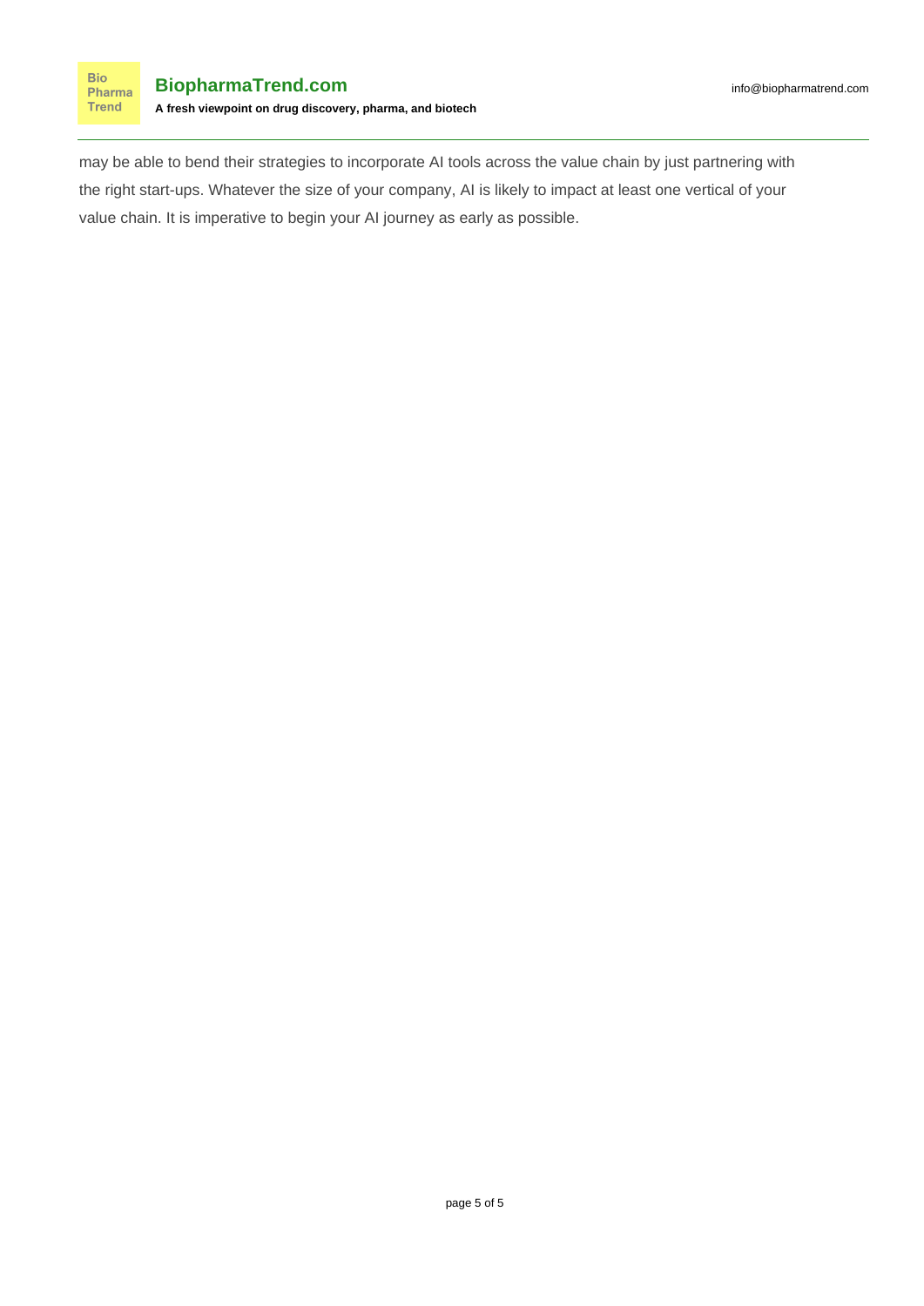may be able to bend their strategies to incorporate AI tools across the value chain by just partnering with the right start-ups. Whatever the size of your company, AI is likely to impact at least one vertical of your value chain. It is imperative to begin your AI journey as early as possible.